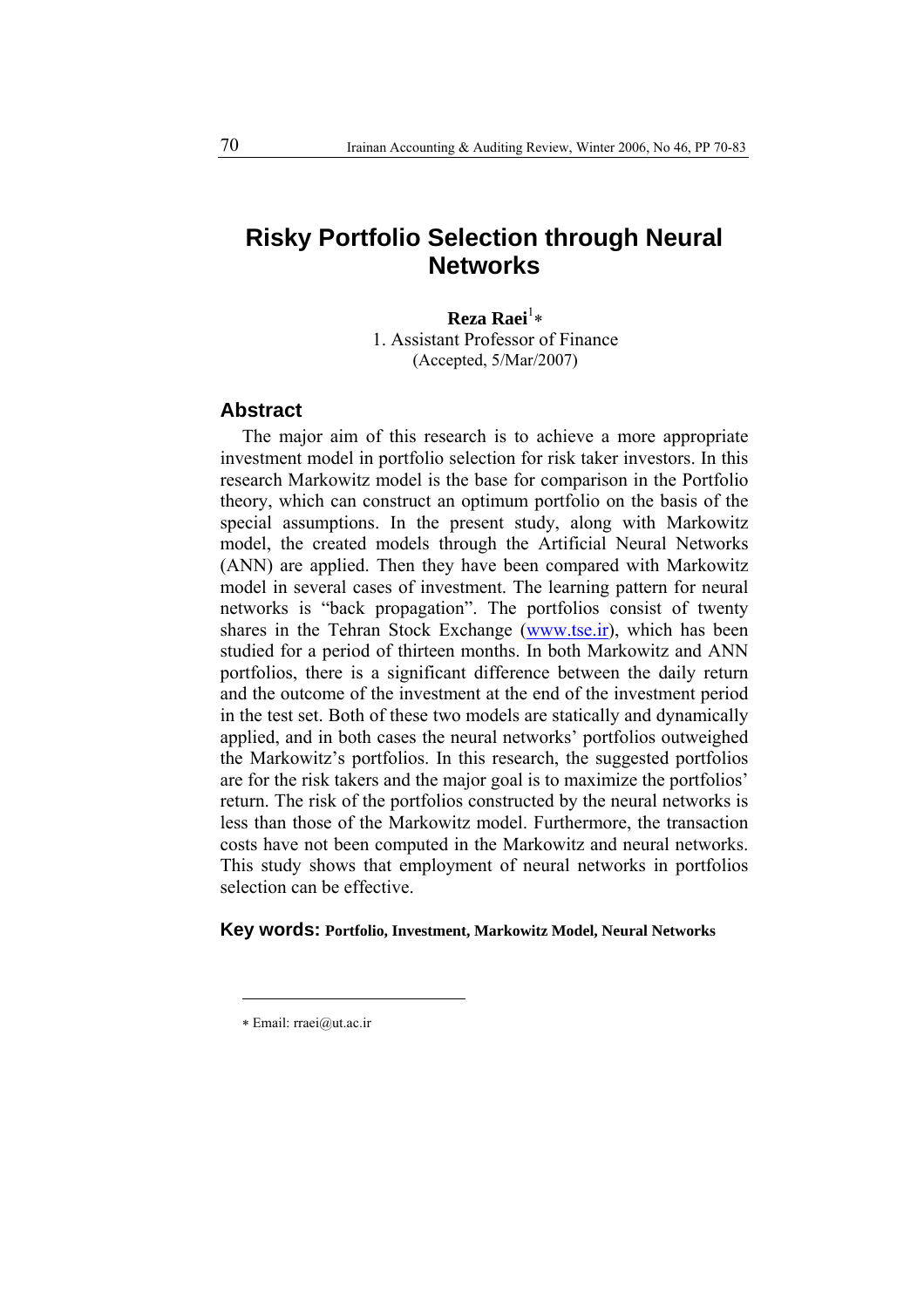# Risky Portfolio Selection through Neural Networks

**Reza Raei**[1]*

1. Assistant Professor of Finance

(Accepted, 5/Mar/2007)

## Abstract

The major aim of this research is to achieve a more appropriate investment model in portfolio selection for risk taker investors. In this research Markowitz model is the base for comparison in the Portfolio theory, which can construct an optimum portfolio on the basis of the special assumptions. In the present study, along with Markowitz model, the created models through the Artificial Neural Networks (ANN) are applied. Then they have been compared with Markowitz model in several cases of investment. The learning pattern for neural networks is "back propagation". The portfolios consist of twenty shares in the Tehran Stock Exchange (www.tse.ir), which has been studied for a period of thirteen months. In both Markowitz and ANN portfolios, there is a significant difference between the daily return and the outcome of the investment at the end of the investment period in the test set. Both of these two models are statically and dynamically applied, and in both cases the neural networks' portfolios outweighed the Markowitz's portfolios. In this research, the suggested portfolios are for the risk takers and the major goal is to maximize the portfolios' return. The risk of the portfolios constructed by the neural networks is less than those of the Markowitz model. Furthermore, the transaction costs have not been computed in the Markowitz and neural networks. This study shows that employment of neural networks in portfolios selection can be effective.

**Key words: Portfolio, Investment, Markowitz Model, Neural Networks**

---

* Email: rraei@ut.ac.ir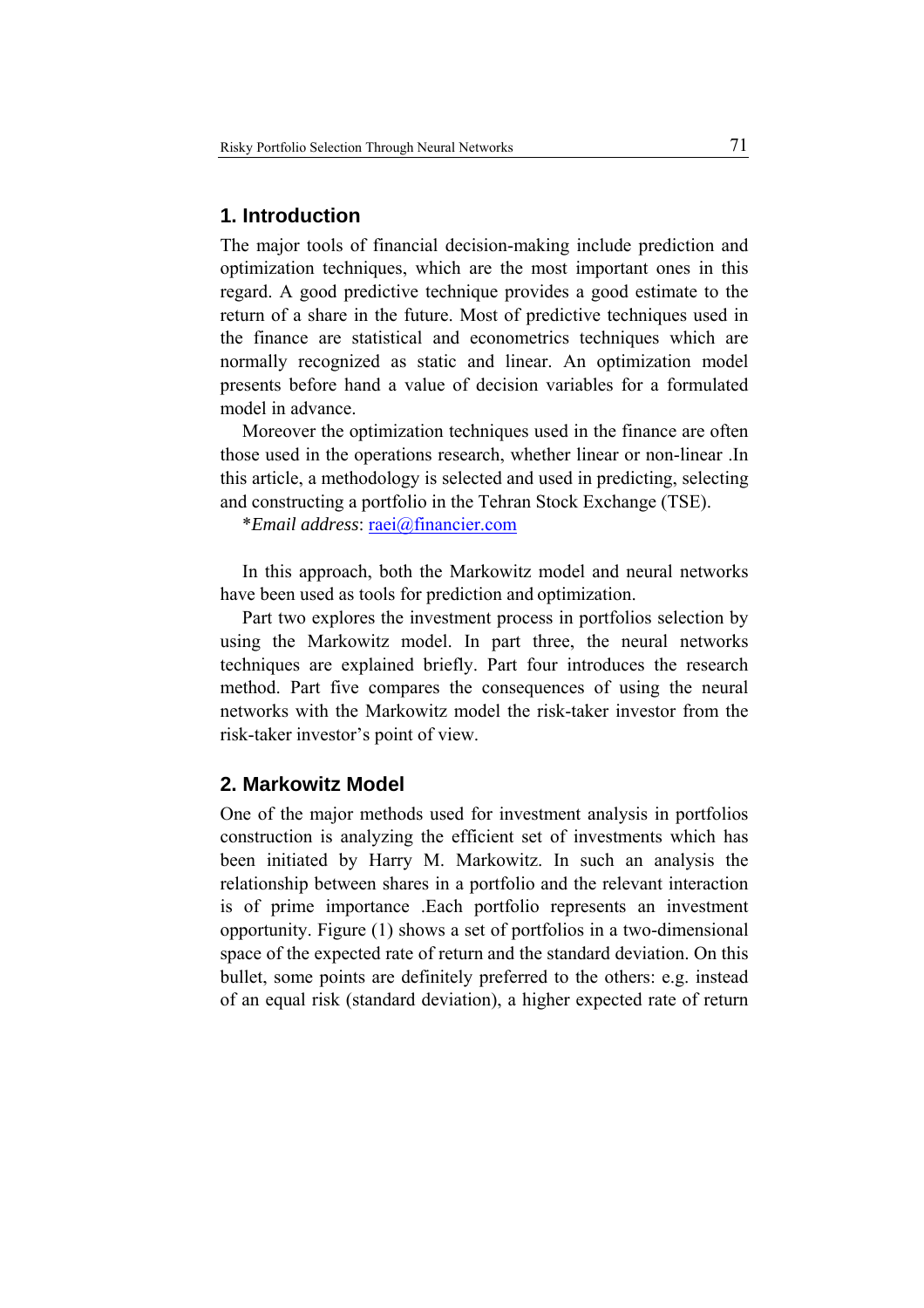## 1. Introduction

The major tools of financial decision-making include prediction and optimization techniques, which are the most important ones in this regard. A good predictive technique provides a good estimate to the return of a share in the future. Most of predictive techniques used in the finance are statistical and econometrics techniques which are normally recognized as static and linear. An optimization model presents before hand a value of decision variables for a formulated model in advance.

Moreover the optimization techniques used in the finance are often those used in the operations research, whether linear or non-linear .In this article, a methodology is selected and used in predicting, selecting and constructing a portfolio in the Tehran Stock Exchange (TSE).

*\*Email address*: raei@financier.com

In this approach, both the Markowitz model and neural networks have been used as tools for prediction and optimization.

Part two explores the investment process in portfolios selection by using the Markowitz model. In part three, the neural networks techniques are explained briefly. Part four introduces the research method. Part five compares the consequences of using the neural networks with the Markowitz model the risk-taker investor from the risk-taker investor's point of view.

## 2. Markowitz Model

One of the major methods used for investment analysis in portfolios construction is analyzing the efficient set of investments which has been initiated by Harry M. Markowitz. In such an analysis the relationship between shares in a portfolio and the relevant interaction is of prime importance .Each portfolio represents an investment opportunity. Figure (1) shows a set of portfolios in a two-dimensional space of the expected rate of return and the standard deviation. On this bullet, some points are definitely preferred to the others: e.g. instead of an equal risk (standard deviation), a higher expected rate of return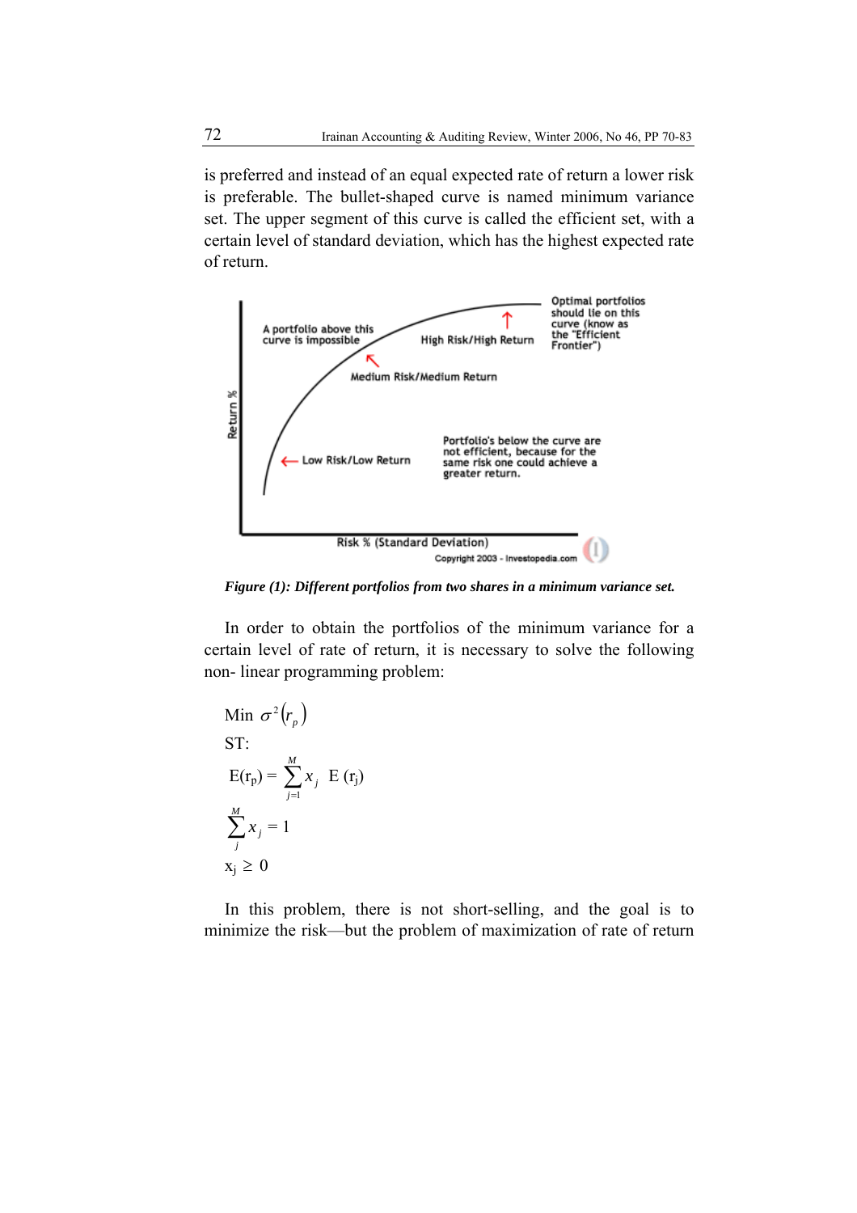is preferred and instead of an equal expected rate of return a lower risk is preferable. The bullet-shaped curve is named minimum variance set. The upper segment of this curve is called the efficient set, with a certain level of standard deviation, which has the highest expected rate of return.

*Figure (1): Different portfolios from two shares in a minimum variance set.*

In order to obtain the portfolios of the minimum variance for a certain level of rate of return, it is necessary to solve the following non- linear programming problem:

$$\text{Min } \sigma^2(r_p)$$

ST:

$$E(r_p) = \sum_{j=1}^{M} x_j \; E(r_j)$$

$$\sum_{j}^{M} x_j = 1$$

$$x_j \geq 0$$

In this problem, there is not short-selling, and the goal is to minimize the risk—but the problem of maximization of rate of return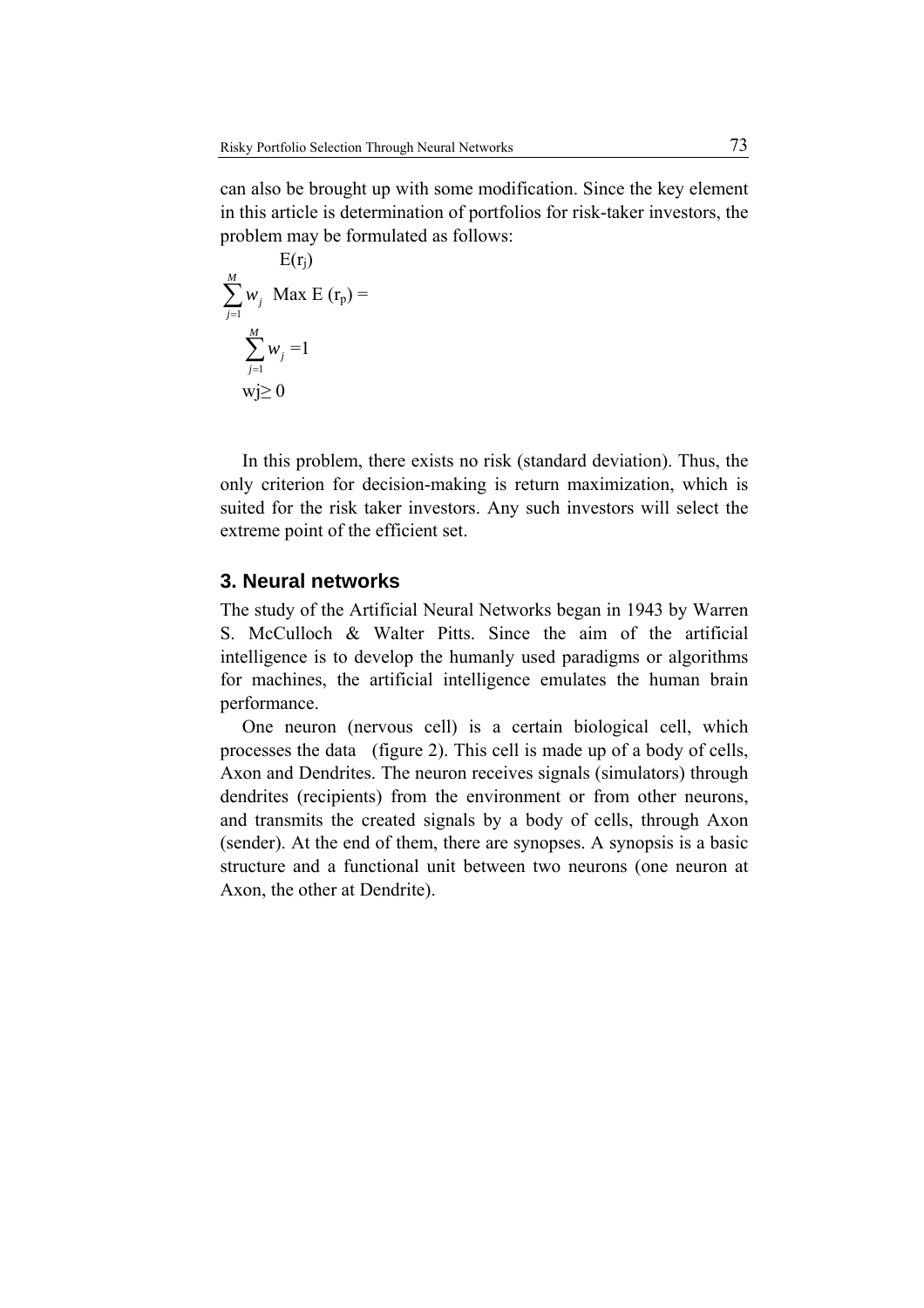can also be brought up with some modification. Since the key element in this article is determination of portfolios for risk-taker investors, the problem may be formulated as follows:

$$\text{Max } E(r_p) = \sum_{j=1}^{M} w_j \, E(r_j)$$

$$\sum_{j=1}^{M} w_j = 1$$

$$w_j \geq 0$$

In this problem, there exists no risk (standard deviation). Thus, the only criterion for decision-making is return maximization, which is suited for the risk taker investors. Any such investors will select the extreme point of the efficient set.

## 3. Neural networks

The study of the Artificial Neural Networks began in 1943 by Warren S. McCulloch & Walter Pitts. Since the aim of the artificial intelligence is to develop the humanly used paradigms or algorithms for machines, the artificial intelligence emulates the human brain performance.

One neuron (nervous cell) is a certain biological cell, which processes the data (figure 2). This cell is made up of a body of cells, Axon and Dendrites. The neuron receives signals (simulators) through dendrites (recipients) from the environment or from other neurons, and transmits the created signals by a body of cells, through Axon (sender). At the end of them, there are synopses. A synopsis is a basic structure and a functional unit between two neurons (one neuron at Axon, the other at Dendrite).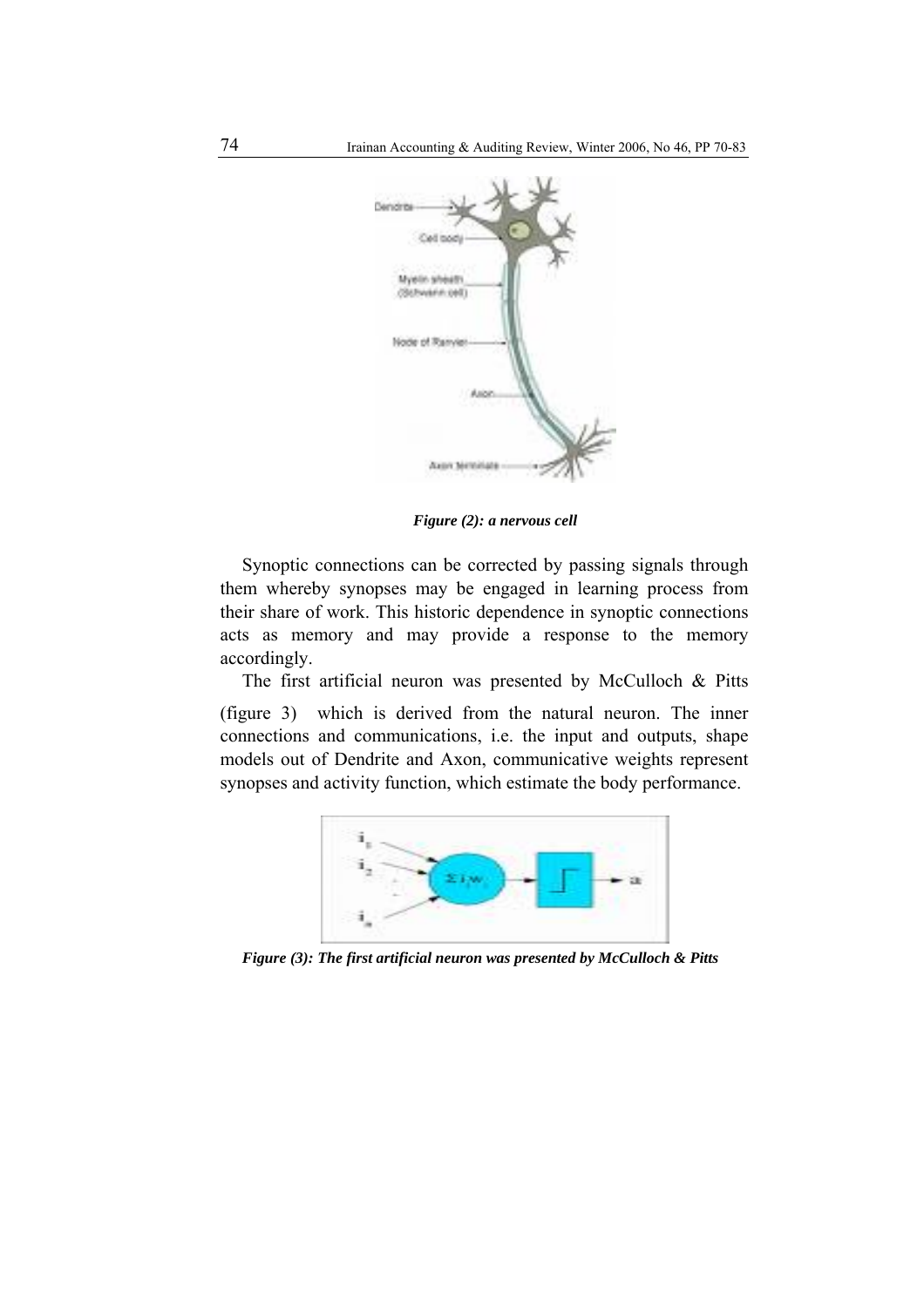*Figure (2): a nervous cell*

Synoptic connections can be corrected by passing signals through them whereby synopses may be engaged in learning process from their share of work. This historic dependence in synoptic connections acts as memory and may provide a response to the memory accordingly.

The first artificial neuron was presented by McCulloch & Pitts (figure 3) which is derived from the natural neuron. The inner connections and communications, i.e. the input and outputs, shape models out of Dendrite and Axon, communicative weights represent synopses and activity function, which estimate the body performance.

*Figure (3): The first artificial neuron was presented by McCulloch & Pitts*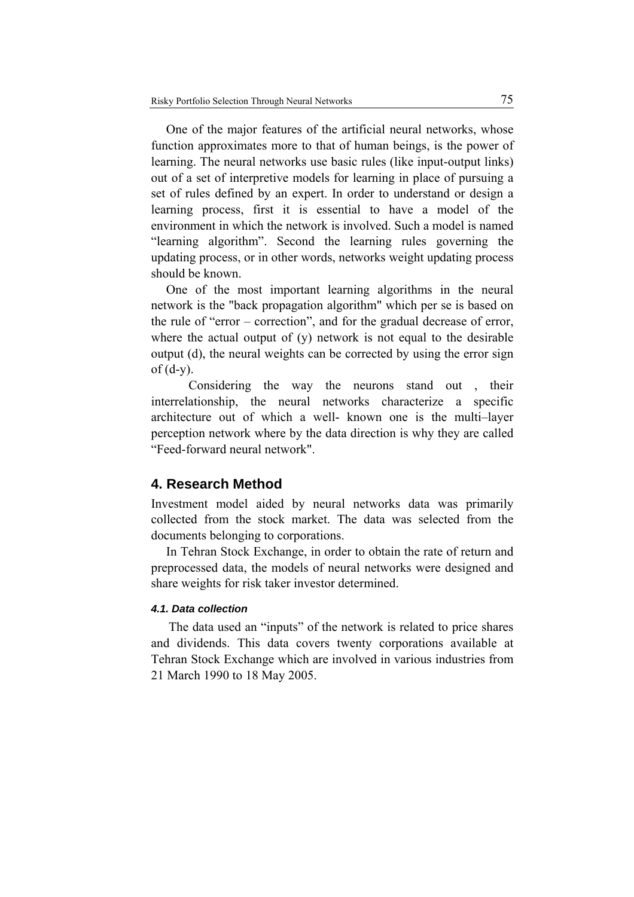One of the major features of the artificial neural networks, whose function approximates more to that of human beings, is the power of learning. The neural networks use basic rules (like input-output links) out of a set of interpretive models for learning in place of pursuing a set of rules defined by an expert. In order to understand or design a learning process, first it is essential to have a model of the environment in which the network is involved. Such a model is named "learning algorithm". Second the learning rules governing the updating process, or in other words, networks weight updating process should be known.

One of the most important learning algorithms in the neural network is the "back propagation algorithm" which per se is based on the rule of "error – correction", and for the gradual decrease of error, where the actual output of (y) network is not equal to the desirable output (d), the neural weights can be corrected by using the error sign of (d-y).

Considering the way the neurons stand out , their interrelationship, the neural networks characterize a specific architecture out of which a well- known one is the multi–layer perception network where by the data direction is why they are called "Feed-forward neural network".

## 4. Research Method

Investment model aided by neural networks data was primarily collected from the stock market. The data was selected from the documents belonging to corporations.

In Tehran Stock Exchange, in order to obtain the rate of return and preprocessed data, the models of neural networks were designed and share weights for risk taker investor determined.

### *4.1. Data collection*

The data used an "inputs" of the network is related to price shares and dividends. This data covers twenty corporations available at Tehran Stock Exchange which are involved in various industries from 21 March 1990 to 18 May 2005.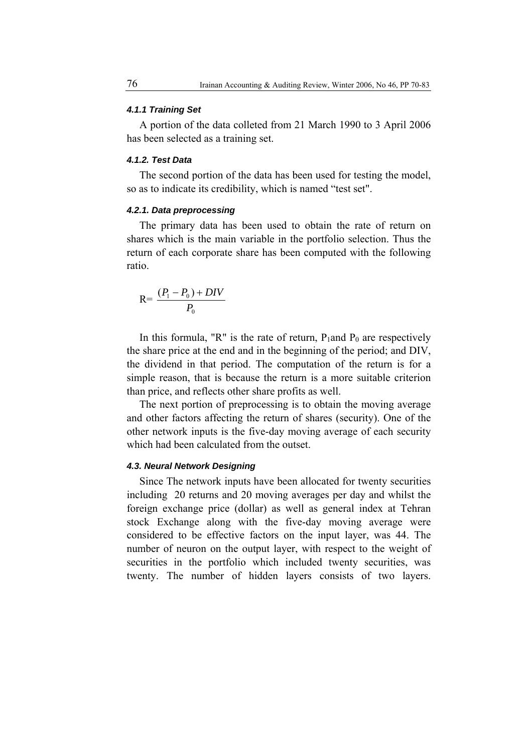#### *4.1.1 Training Set*

A portion of the data colleted from 21 March 1990 to 3 April 2006 has been selected as a training set.

#### *4.1.2. Test Data*

The second portion of the data has been used for testing the model, so as to indicate its credibility, which is named “test set".

#### *4.2.1. Data preprocessing*

The primary data has been used to obtain the rate of return on shares which is the main variable in the portfolio selection. Thus the return of each corporate share has been computed with the following ratio.

$$R= \frac{(P_1 - P_0) + DIV}{P_0}$$

In this formula, "R" is the rate of return, $P_1$and $P_0$ are respectively the share price at the end and in the beginning of the period; and DIV, the dividend in that period. The computation of the return is for a simple reason, that is because the return is a more suitable criterion than price, and reflects other share profits as well.

The next portion of preprocessing is to obtain the moving average and other factors affecting the return of shares (security). One of the other network inputs is the five-day moving average of each security which had been calculated from the outset.

#### *4.3. Neural Network Designing*

Since The network inputs have been allocated for twenty securities including 20 returns and 20 moving averages per day and whilst the foreign exchange price (dollar) as well as general index at Tehran stock Exchange along with the five-day moving average were considered to be effective factors on the input layer, was 44. The number of neuron on the output layer, with respect to the weight of securities in the portfolio which included twenty securities, was twenty. The number of hidden layers consists of two layers.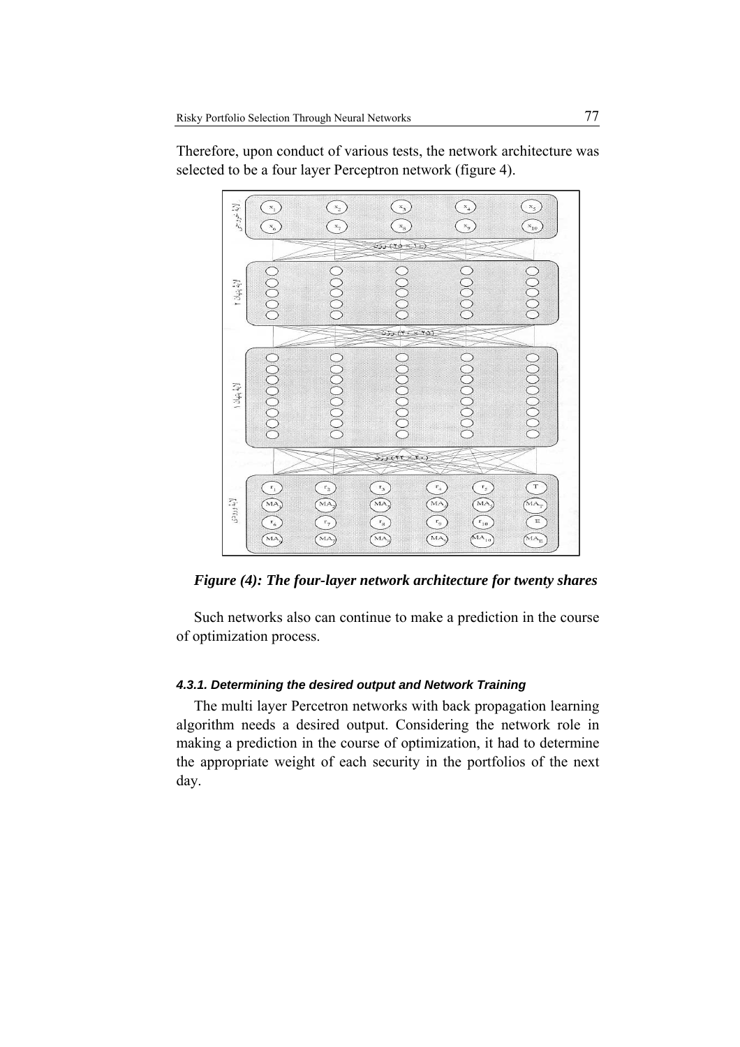Therefore, upon conduct of various tests, the network architecture was selected to be a four layer Perceptron network (figure 4).

*Figure (4): The four-layer network architecture for twenty shares*

Such networks also can continue to make a prediction in the course of optimization process.

#### 4.3.1. Determining the desired output and Network Training

The multi layer Percetron networks with back propagation learning algorithm needs a desired output. Considering the network role in making a prediction in the course of optimization, it had to determine the appropriate weight of each security in the portfolios of the next day.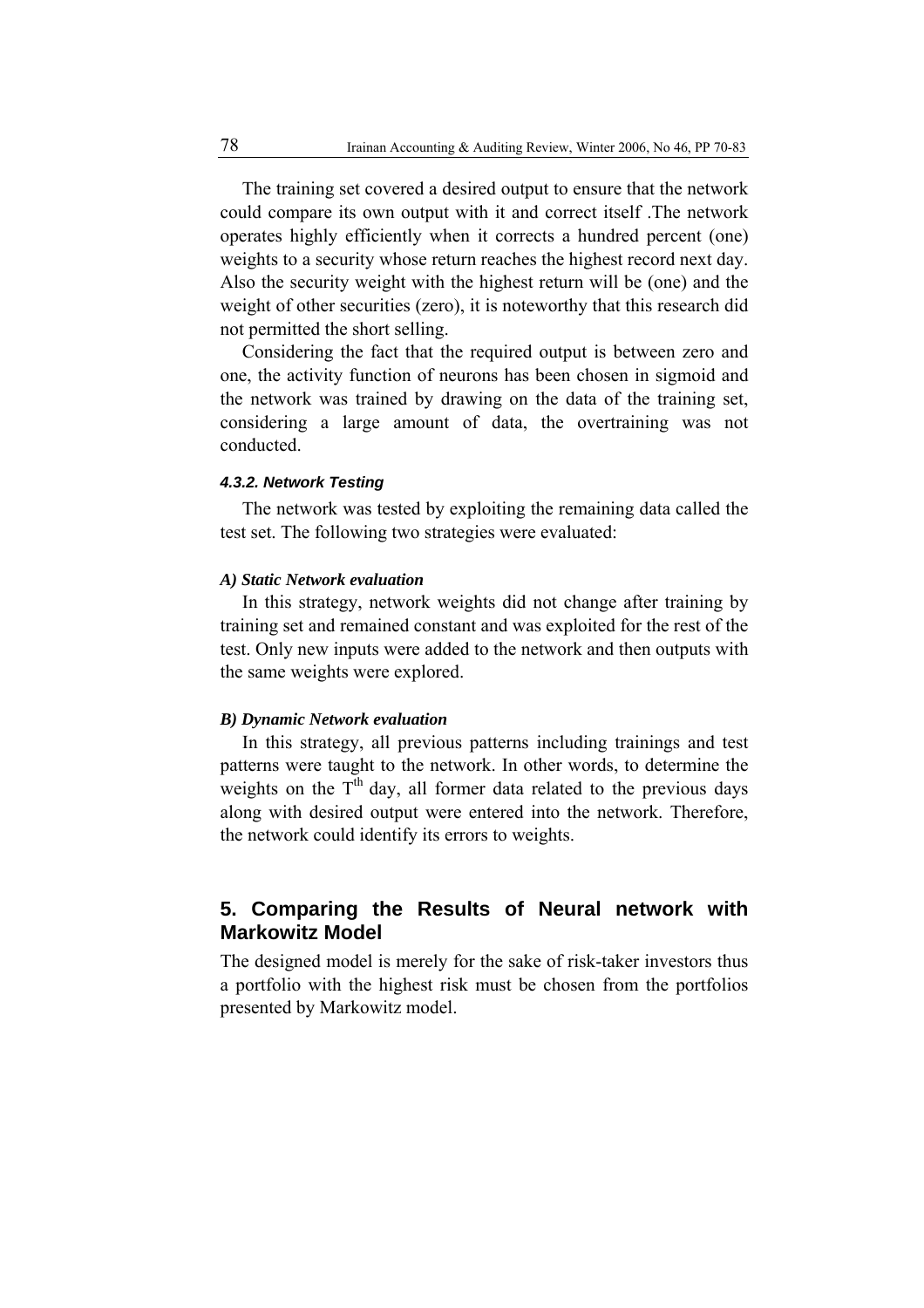The training set covered a desired output to ensure that the network could compare its own output with it and correct itself .The network operates highly efficiently when it corrects a hundred percent (one) weights to a security whose return reaches the highest record next day. Also the security weight with the highest return will be (one) and the weight of other securities (zero), it is noteworthy that this research did not permitted the short selling.

Considering the fact that the required output is between zero and one, the activity function of neurons has been chosen in sigmoid and the network was trained by drawing on the data of the training set, considering a large amount of data, the overtraining was not conducted.

#### 4.3.2. Network Testing

The network was tested by exploiting the remaining data called the test set. The following two strategies were evaluated:

***A) Static Network evaluation***

In this strategy, network weights did not change after training by training set and remained constant and was exploited for the rest of the test. Only new inputs were added to the network and then outputs with the same weights were explored.

***B) Dynamic Network evaluation***

In this strategy, all previous patterns including trainings and test patterns were taught to the network. In other words, to determine the weights on the $T^{th}$ day, all former data related to the previous days along with desired output were entered into the network. Therefore, the network could identify its errors to weights.

## 5. Comparing the Results of Neural network with Markowitz Model

The designed model is merely for the sake of risk-taker investors thus a portfolio with the highest risk must be chosen from the portfolios presented by Markowitz model.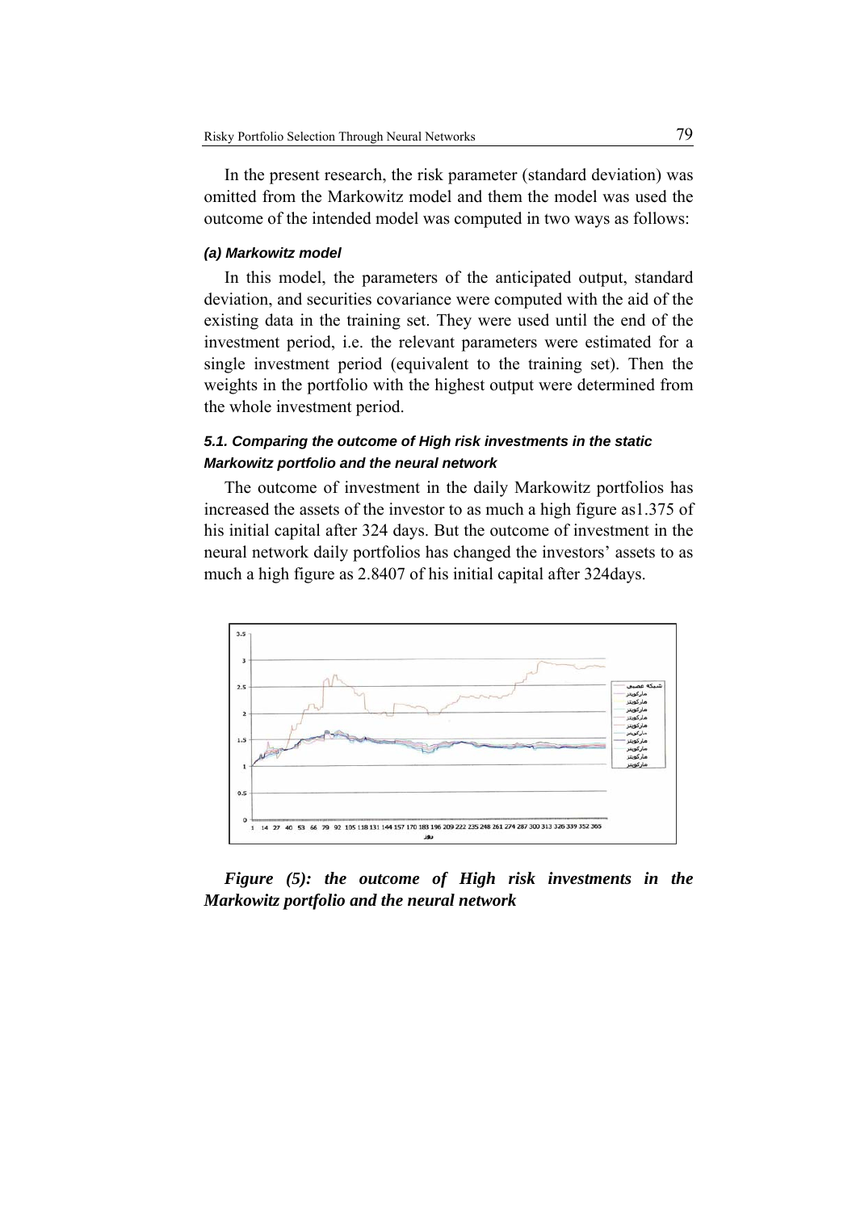In the present research, the risk parameter (standard deviation) was omitted from the Markowitz model and them the model was used the outcome of the intended model was computed in two ways as follows:

#### (a) Markowitz model

In this model, the parameters of the anticipated output, standard deviation, and securities covariance were computed with the aid of the existing data in the training set. They were used until the end of the investment period, i.e. the relevant parameters were estimated for a single investment period (equivalent to the training set). Then the weights in the portfolio with the highest output were determined from the whole investment period.

### 5.1. Comparing the outcome of High risk investments in the static Markowitz portfolio and the neural network

The outcome of investment in the daily Markowitz portfolios has increased the assets of the investor to as much a high figure as1.375 of his initial capital after 324 days. But the outcome of investment in the neural network daily portfolios has changed the investors' assets to as much a high figure as 2.8407 of his initial capital after 324days.

***Figure (5): the outcome of High risk investments in the Markowitz portfolio and the neural network***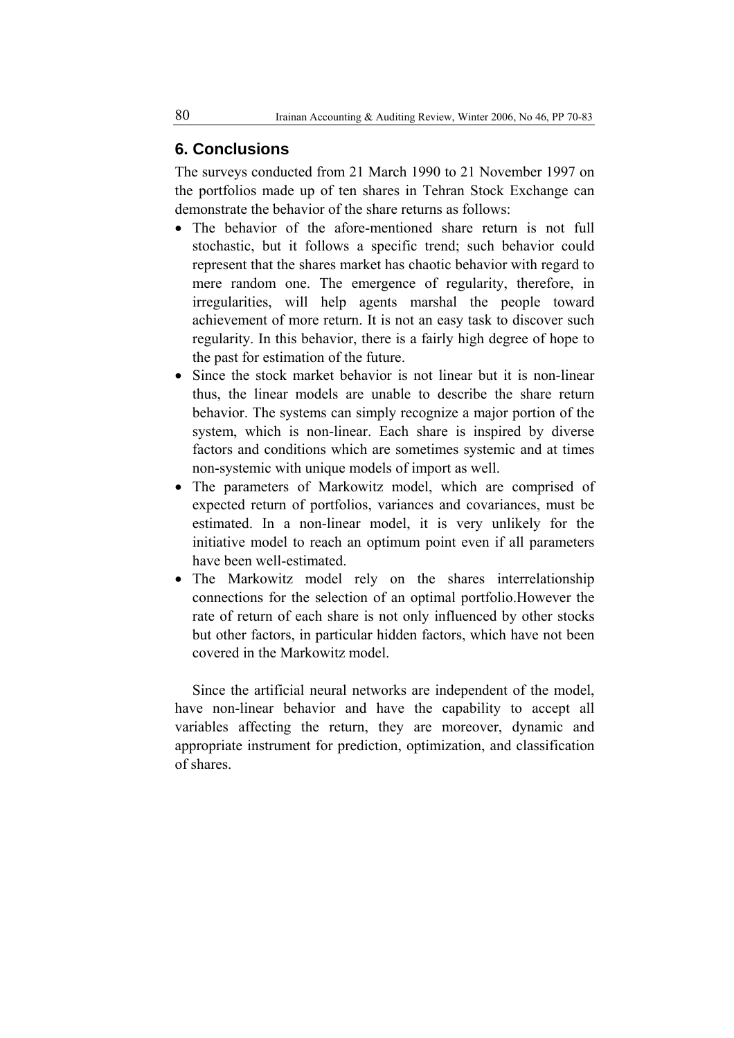## 6. Conclusions

The surveys conducted from 21 March 1990 to 21 November 1997 on the portfolios made up of ten shares in Tehran Stock Exchange can demonstrate the behavior of the share returns as follows:

- The behavior of the afore-mentioned share return is not full stochastic, but it follows a specific trend; such behavior could represent that the shares market has chaotic behavior with regard to mere random one. The emergence of regularity, therefore, in irregularities, will help agents marshal the people toward achievement of more return. It is not an easy task to discover such regularity. In this behavior, there is a fairly high degree of hope to the past for estimation of the future.
- Since the stock market behavior is not linear but it is non-linear thus, the linear models are unable to describe the share return behavior. The systems can simply recognize a major portion of the system, which is non-linear. Each share is inspired by diverse factors and conditions which are sometimes systemic and at times non-systemic with unique models of import as well.
- The parameters of Markowitz model, which are comprised of expected return of portfolios, variances and covariances, must be estimated. In a non-linear model, it is very unlikely for the initiative model to reach an optimum point even if all parameters have been well-estimated.
- The Markowitz model rely on the shares interrelationship connections for the selection of an optimal portfolio.However the rate of return of each share is not only influenced by other stocks but other factors, in particular hidden factors, which have not been covered in the Markowitz model.

Since the artificial neural networks are independent of the model, have non-linear behavior and have the capability to accept all variables affecting the return, they are moreover, dynamic and appropriate instrument for prediction, optimization, and classification of shares.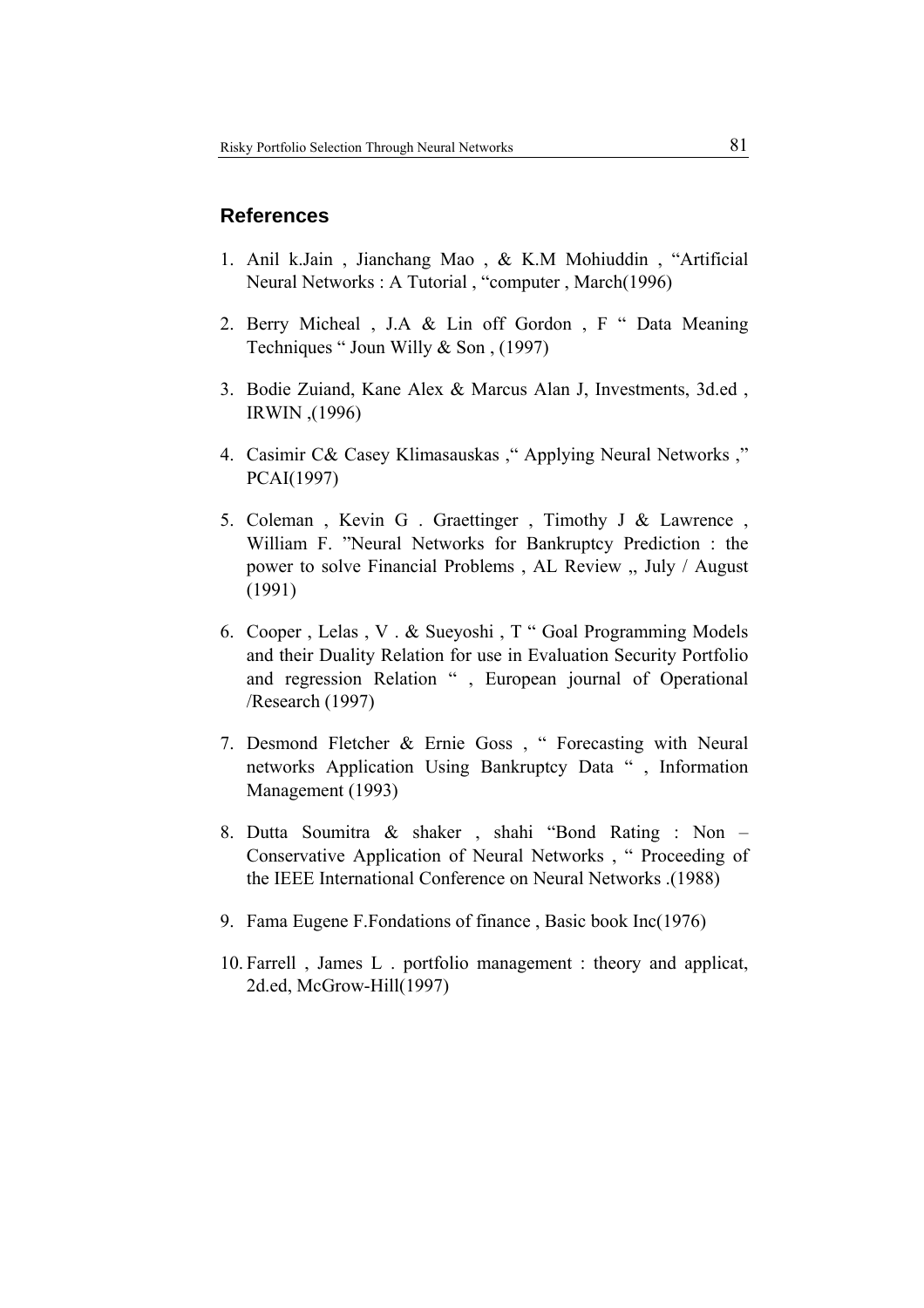## References

1. Anil k.Jain , Jianchang Mao , & K.M Mohiuddin , "Artificial Neural Networks : A Tutorial , "computer , March(1996)

2. Berry Micheal , J.A & Lin off Gordon , F " Data Meaning Techniques " Joun Willy & Son , (1997)

3. Bodie Zuiand, Kane Alex & Marcus Alan J, Investments, 3d.ed , IRWIN ,(1996)

4. Casimir C& Casey Klimasauskas ," Applying Neural Networks ," PCAI(1997)

5. Coleman , Kevin G . Graettinger , Timothy J & Lawrence , William F. "Neural Networks for Bankruptcy Prediction : the power to solve Financial Problems , AL Review ,, July / August (1991)

6. Cooper , Lelas , V . & Sueyoshi , T " Goal Programming Models and their Duality Relation for use in Evaluation Security Portfolio and regression Relation " , European journal of Operational /Research (1997)

7. Desmond Fletcher & Ernie Goss , " Forecasting with Neural networks Application Using Bankruptcy Data " , Information Management (1993)

8. Dutta Soumitra & shaker , shahi "Bond Rating : Non – Conservative Application of Neural Networks , " Proceeding of the IEEE International Conference on Neural Networks .(1988)

9. Fama Eugene F.Fondations of finance , Basic book Inc(1976)

10. Farrell , James L . portfolio management : theory and applicat, 2d.ed, McGrow-Hill(1997)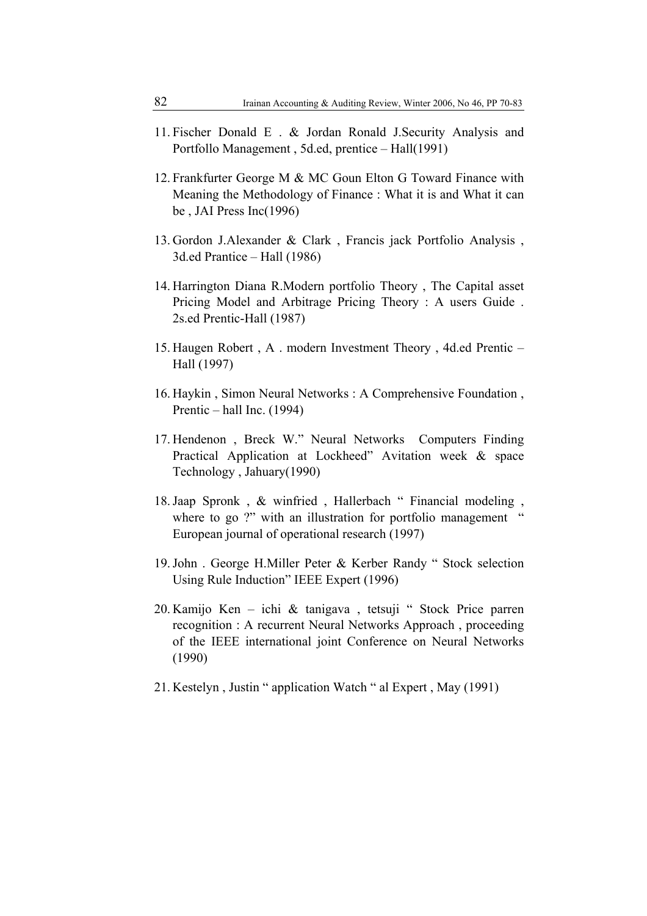11. Fischer Donald E . & Jordan Ronald J.Security Analysis and Portfollo Management , 5d.ed, prentice – Hall(1991)

12. Frankfurter George M & MC Goun Elton G Toward Finance with Meaning the Methodology of Finance : What it is and What it can be , JAI Press Inc(1996)

13. Gordon J.Alexander & Clark , Francis jack Portfolio Analysis , 3d.ed Prantice – Hall (1986)

14. Harrington Diana R.Modern portfolio Theory , The Capital asset Pricing Model and Arbitrage Pricing Theory : A users Guide . 2s.ed Prentic-Hall (1987)

15. Haugen Robert , A . modern Investment Theory , 4d.ed Prentic – Hall (1997)

16. Haykin , Simon Neural Networks : A Comprehensive Foundation , Prentic – hall Inc. (1994)

17. Hendenon , Breck W." Neural Networks Computers Finding Practical Application at Lockheed" Avitation week & space Technology , Jahuary(1990)

18. Jaap Spronk , & winfried , Hallerbach " Financial modeling , where to go ?" with an illustration for portfolio management " European journal of operational research (1997)

19. John . George H.Miller Peter & Kerber Randy " Stock selection Using Rule Induction" IEEE Expert (1996)

20. Kamijo Ken – ichi & tanigava , tetsuji " Stock Price parren recognition : A recurrent Neural Networks Approach , proceeding of the IEEE international joint Conference on Neural Networks (1990)

21. Kestelyn , Justin " application Watch " al Expert , May (1991)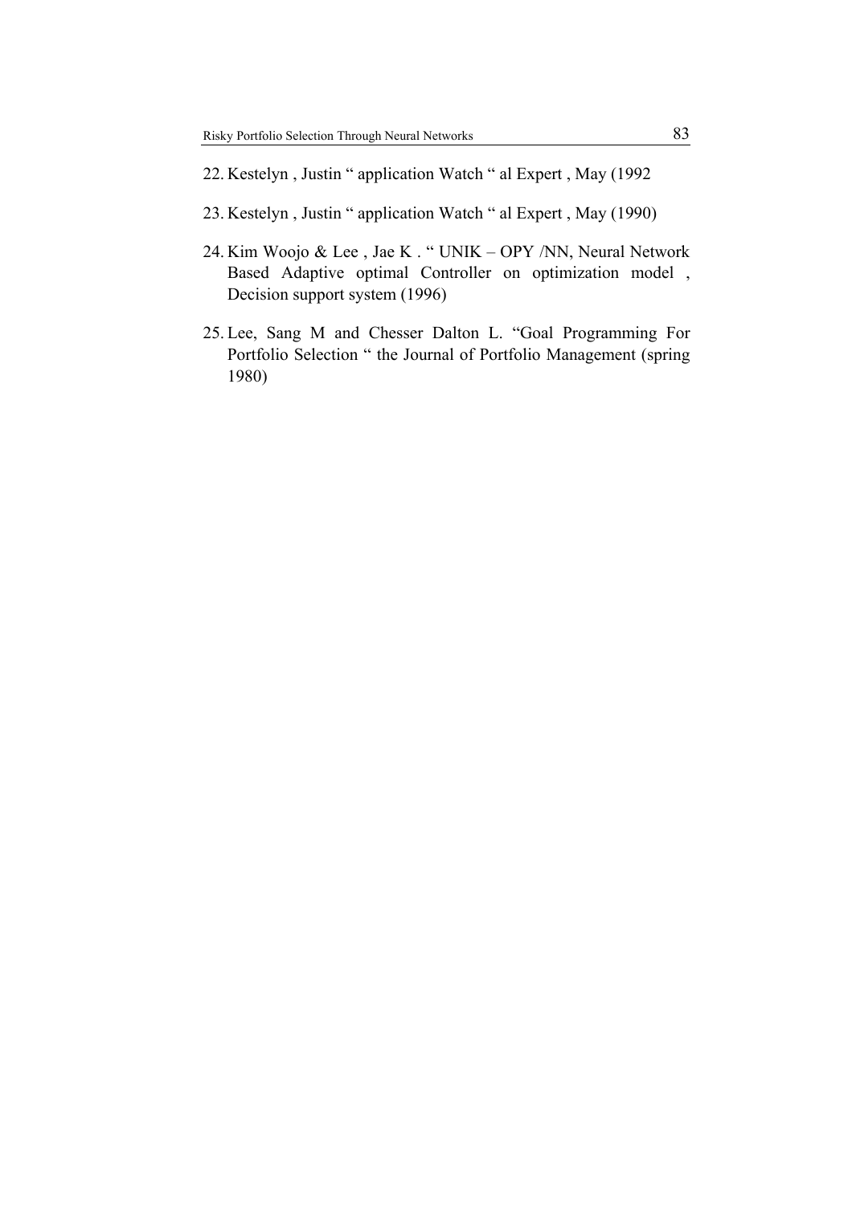22. Kestelyn , Justin " application Watch " al Expert , May (1992

23. Kestelyn , Justin " application Watch " al Expert , May (1990)

24. Kim Woojo & Lee , Jae K . " UNIK – OPY /NN, Neural Network Based Adaptive optimal Controller on optimization model , Decision support system (1996)

25. Lee, Sang M and Chesser Dalton L. "Goal Programming For Portfolio Selection " the Journal of Portfolio Management (spring 1980)